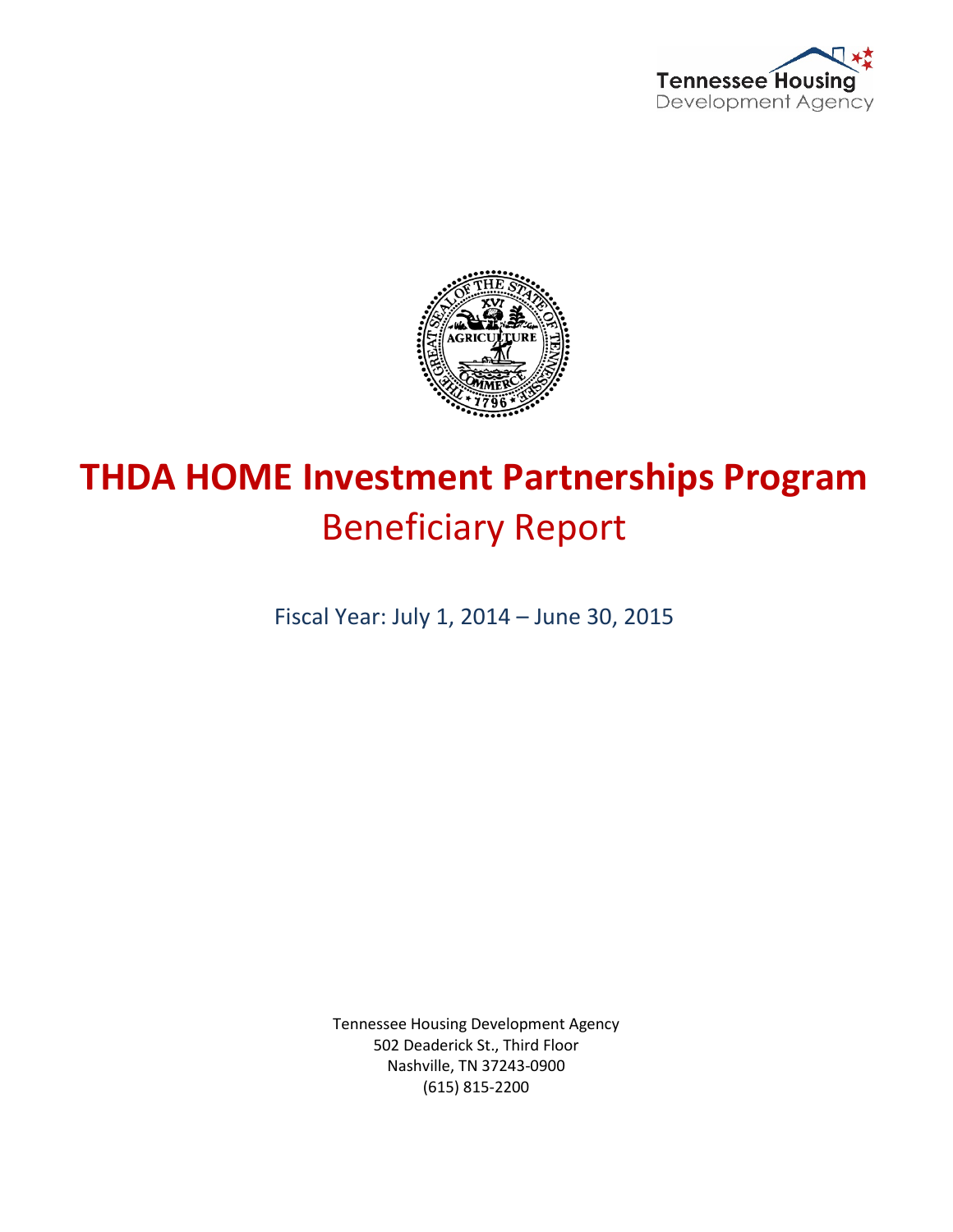Tennessee Housing Development Agency

# THDA HOME Investment Partnerships Program

## Beneficiary Report

Fiscal Year: July 1, 2014 – June 30, 2015

Tennessee Housing Development Agency
502 Deaderick St., Third Floor
Nashville, TN 37243-0900
(615) 815-2200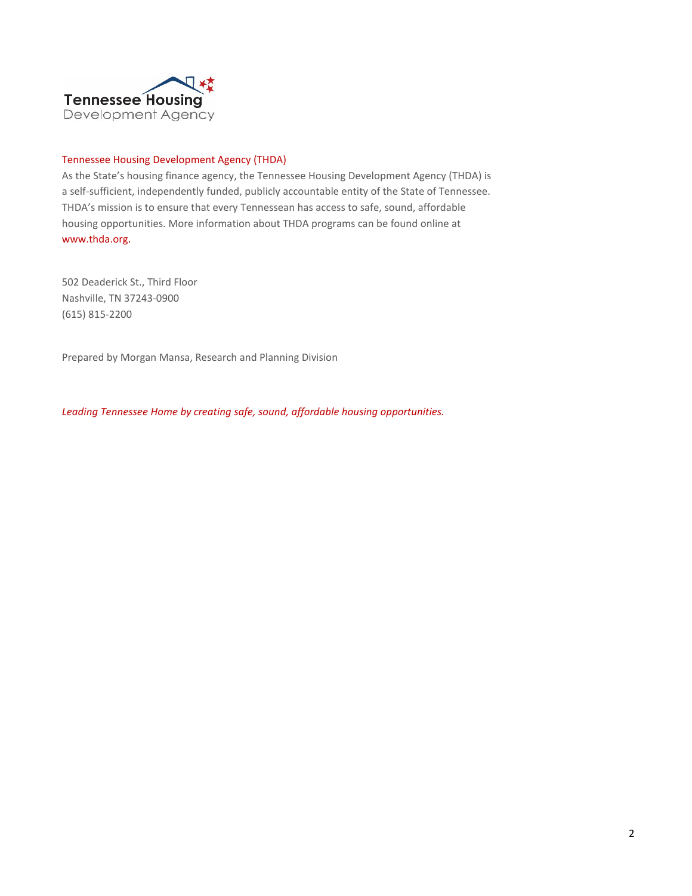Tennessee Housing Development Agency

## Tennessee Housing Development Agency (THDA)

As the State's housing finance agency, the Tennessee Housing Development Agency (THDA) is a self-sufficient, independently funded, publicly accountable entity of the State of Tennessee. THDA's mission is to ensure that every Tennessean has access to safe, sound, affordable housing opportunities. More information about THDA programs can be found online at www.thda.org.

502 Deaderick St., Third Floor
Nashville, TN 37243-0900
(615) 815-2200

Prepared by Morgan Mansa, Research and Planning Division

*Leading Tennessee Home by creating safe, sound, affordable housing opportunities.*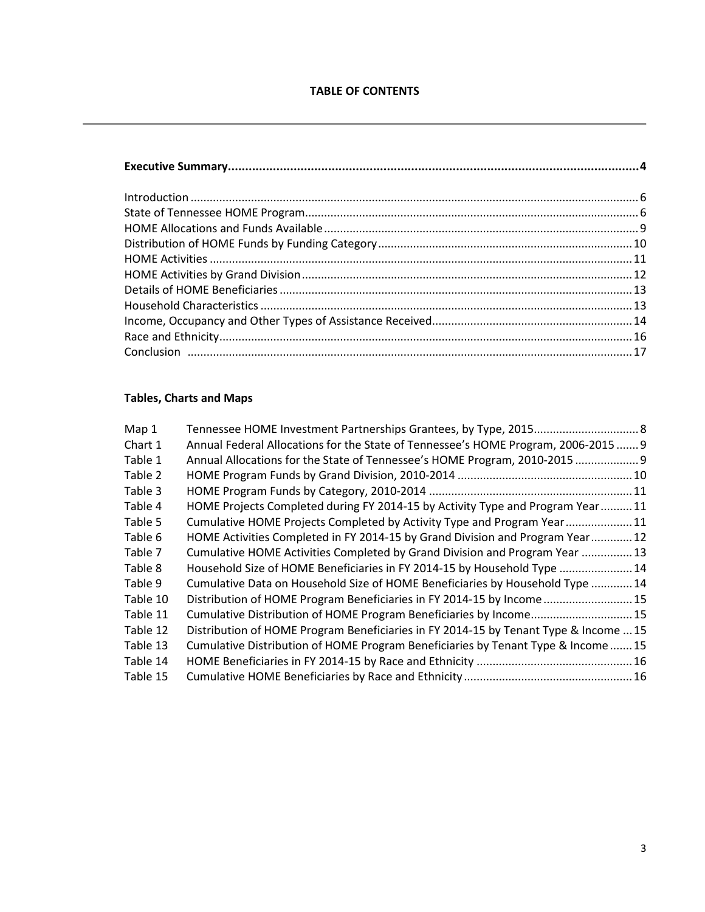# TABLE OF CONTENTS

**Executive Summary....................................................4**

Introduction .................................................... 6
State of Tennessee HOME Program.................................................... 6
HOME Allocations and Funds Available .................................................... 9
Distribution of HOME Funds by Funding Category .................................................... 10
HOME Activities .................................................... 11
HOME Activities by Grand Division .................................................... 12
Details of HOME Beneficiaries .................................................... 13
Household Characteristics .................................................... 13
Income, Occupancy and Other Types of Assistance Received.................................................... 14
Race and Ethnicity.................................................... 16
Conclusion .................................................... 17

## Tables, Charts and Maps

| | | |
|---|---|---|
| Map 1 | Tennessee HOME Investment Partnerships Grantees, by Type, 2015 | 8 |
| Chart 1 | Annual Federal Allocations for the State of Tennessee's HOME Program, 2006-2015 | 9 |
| Table 1 | Annual Allocations for the State of Tennessee's HOME Program, 2010-2015 | 9 |
| Table 2 | HOME Program Funds by Grand Division, 2010-2014 | 10 |
| Table 3 | HOME Program Funds by Category, 2010-2014 | 11 |
| Table 4 | HOME Projects Completed during FY 2014-15 by Activity Type and Program Year | 11 |
| Table 5 | Cumulative HOME Projects Completed by Activity Type and Program Year | 11 |
| Table 6 | HOME Activities Completed in FY 2014-15 by Grand Division and Program Year | 12 |
| Table 7 | Cumulative HOME Activities Completed by Grand Division and Program Year | 13 |
| Table 8 | Household Size of HOME Beneficiaries in FY 2014-15 by Household Type | 14 |
| Table 9 | Cumulative Data on Household Size of HOME Beneficiaries by Household Type | 14 |
| Table 10 | Distribution of HOME Program Beneficiaries in FY 2014-15 by Income | 15 |
| Table 11 | Cumulative Distribution of HOME Program Beneficiaries by Income | 15 |
| Table 12 | Distribution of HOME Program Beneficiaries in FY 2014-15 by Tenant Type & Income | 15 |
| Table 13 | Cumulative Distribution of HOME Program Beneficiaries by Tenant Type & Income | 15 |
| Table 14 | HOME Beneficiaries in FY 2014-15 by Race and Ethnicity | 16 |
| Table 15 | Cumulative HOME Beneficiaries by Race and Ethnicity | 16 |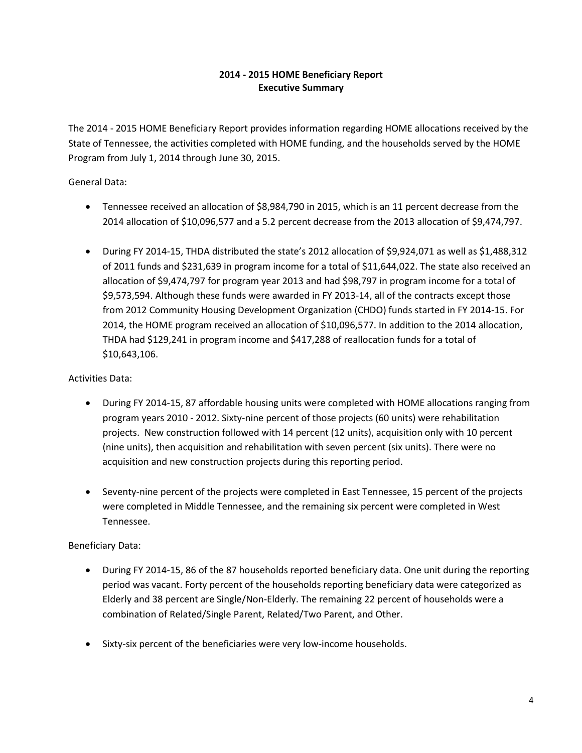# 2014 - 2015 HOME Beneficiary Report
## Executive Summary

The 2014 - 2015 HOME Beneficiary Report provides information regarding HOME allocations received by the State of Tennessee, the activities completed with HOME funding, and the households served by the HOME Program from July 1, 2014 through June 30, 2015.

General Data:

- Tennessee received an allocation of $8,984,790 in 2015, which is an 11 percent decrease from the 2014 allocation of $10,096,577 and a 5.2 percent decrease from the 2013 allocation of $9,474,797.
- During FY 2014-15, THDA distributed the state's 2012 allocation of $9,924,071 as well as $1,488,312 of 2011 funds and $231,639 in program income for a total of $11,644,022. The state also received an allocation of $9,474,797 for program year 2013 and had $98,797 in program income for a total of $9,573,594. Although these funds were awarded in FY 2013-14, all of the contracts except those from 2012 Community Housing Development Organization (CHDO) funds started in FY 2014-15. For 2014, the HOME program received an allocation of $10,096,577. In addition to the 2014 allocation, THDA had $129,241 in program income and $417,288 of reallocation funds for a total of $10,643,106.

Activities Data:

- During FY 2014-15, 87 affordable housing units were completed with HOME allocations ranging from program years 2010 - 2012. Sixty-nine percent of those projects (60 units) were rehabilitation projects. New construction followed with 14 percent (12 units), acquisition only with 10 percent (nine units), then acquisition and rehabilitation with seven percent (six units). There were no acquisition and new construction projects during this reporting period.
- Seventy-nine percent of the projects were completed in East Tennessee, 15 percent of the projects were completed in Middle Tennessee, and the remaining six percent were completed in West Tennessee.

Beneficiary Data:

- During FY 2014-15, 86 of the 87 households reported beneficiary data. One unit during the reporting period was vacant. Forty percent of the households reporting beneficiary data were categorized as Elderly and 38 percent are Single/Non-Elderly. The remaining 22 percent of households were a combination of Related/Single Parent, Related/Two Parent, and Other.
- Sixty-six percent of the beneficiaries were very low-income households.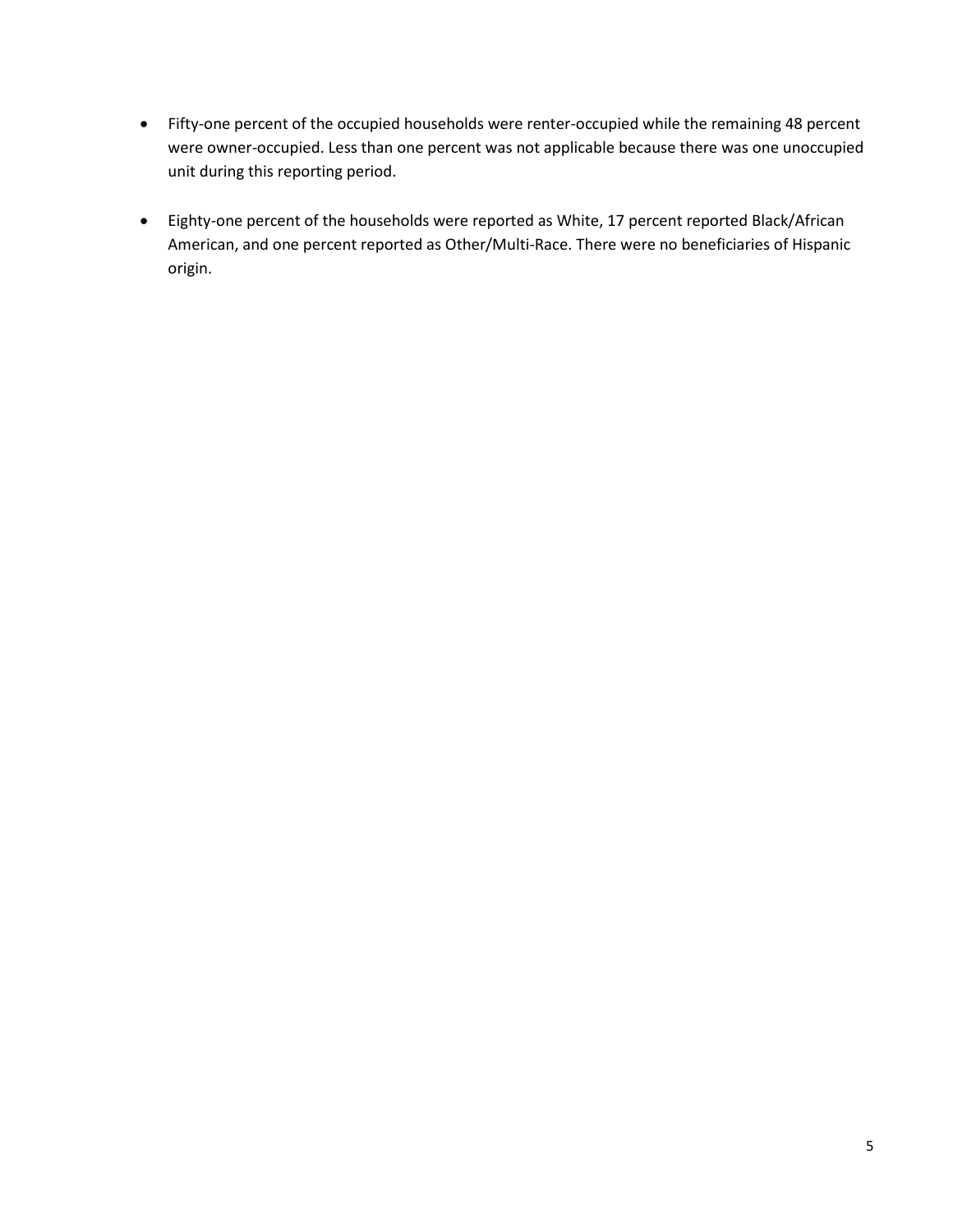- Fifty-one percent of the occupied households were renter-occupied while the remaining 48 percent were owner-occupied. Less than one percent was not applicable because there was one unoccupied unit during this reporting period.

- Eighty-one percent of the households were reported as White, 17 percent reported Black/African American, and one percent reported as Other/Multi-Race. There were no beneficiaries of Hispanic origin.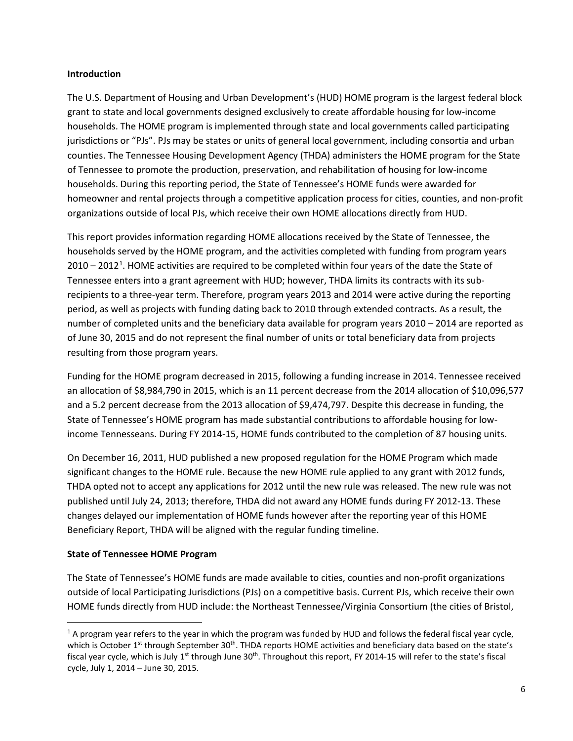**Introduction**

The U.S. Department of Housing and Urban Development's (HUD) HOME program is the largest federal block grant to state and local governments designed exclusively to create affordable housing for low-income households. The HOME program is implemented through state and local governments called participating jurisdictions or "PJs". PJs may be states or units of general local government, including consortia and urban counties. The Tennessee Housing Development Agency (THDA) administers the HOME program for the State of Tennessee to promote the production, preservation, and rehabilitation of housing for low-income households. During this reporting period, the State of Tennessee's HOME funds were awarded for homeowner and rental projects through a competitive application process for cities, counties, and non-profit organizations outside of local PJs, which receive their own HOME allocations directly from HUD.

This report provides information regarding HOME allocations received by the State of Tennessee, the households served by the HOME program, and the activities completed with funding from program years 2010 – 2012[1]. HOME activities are required to be completed within four years of the date the State of Tennessee enters into a grant agreement with HUD; however, THDA limits its contracts with its sub-recipients to a three-year term. Therefore, program years 2013 and 2014 were active during the reporting period, as well as projects with funding dating back to 2010 through extended contracts. As a result, the number of completed units and the beneficiary data available for program years 2010 – 2014 are reported as of June 30, 2015 and do not represent the final number of units or total beneficiary data from projects resulting from those program years.

Funding for the HOME program decreased in 2015, following a funding increase in 2014. Tennessee received an allocation of $8,984,790 in 2015, which is an 11 percent decrease from the 2014 allocation of $10,096,577 and a 5.2 percent decrease from the 2013 allocation of $9,474,797. Despite this decrease in funding, the State of Tennessee's HOME program has made substantial contributions to affordable housing for low-income Tennesseans. During FY 2014-15, HOME funds contributed to the completion of 87 housing units.

On December 16, 2011, HUD published a new proposed regulation for the HOME Program which made significant changes to the HOME rule. Because the new HOME rule applied to any grant with 2012 funds, THDA opted not to accept any applications for 2012 until the new rule was released. The new rule was not published until July 24, 2013; therefore, THDA did not award any HOME funds during FY 2012-13. These changes delayed our implementation of HOME funds however after the reporting year of this HOME Beneficiary Report, THDA will be aligned with the regular funding timeline.

**State of Tennessee HOME Program**

The State of Tennessee's HOME funds are made available to cities, counties and non-profit organizations outside of local Participating Jurisdictions (PJs) on a competitive basis. Current PJs, which receive their own HOME funds directly from HUD include: the Northeast Tennessee/Virginia Consortium (the cities of Bristol,

---

[1] A program year refers to the year in which the program was funded by HUD and follows the federal fiscal year cycle, which is October 1st through September 30th. THDA reports HOME activities and beneficiary data based on the state's fiscal year cycle, which is July 1st through June 30th. Throughout this report, FY 2014-15 will refer to the state's fiscal cycle, July 1, 2014 – June 30, 2015.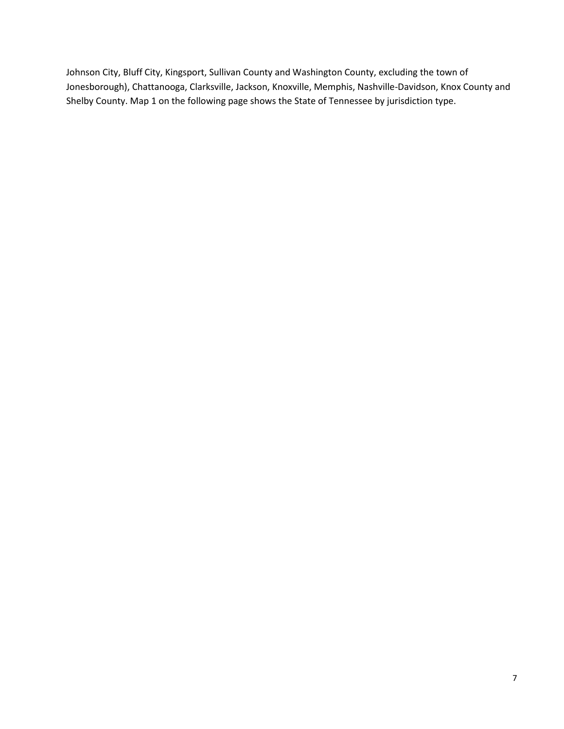Johnson City, Bluff City, Kingsport, Sullivan County and Washington County, excluding the town of Jonesborough), Chattanooga, Clarksville, Jackson, Knoxville, Memphis, Nashville-Davidson, Knox County and Shelby County. Map 1 on the following page shows the State of Tennessee by jurisdiction type.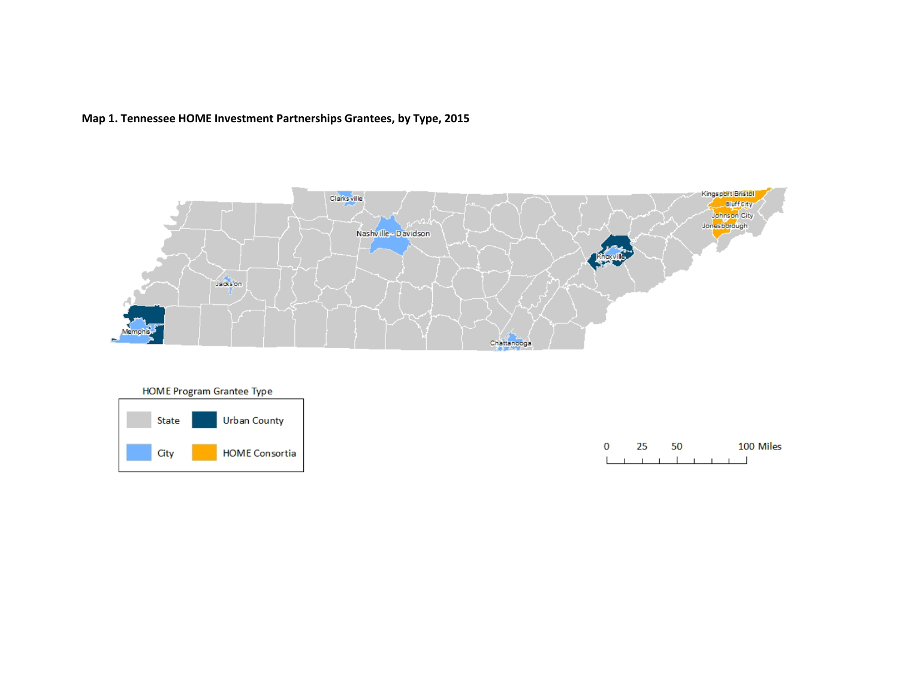**Map 1. Tennessee HOME Investment Partnerships Grantees, by Type, 2015**

Clarksville

Nashville - Davidson

Kingsport Bristol

Bluff City

Johnson City

Jonesborough

Knoxville

Jackson

Memphis

Chattanooga

HOME Program Grantee Type

| | |
|---|---|
| State | Urban County |
| City | HOME Consortia |

0 25 50 100 Miles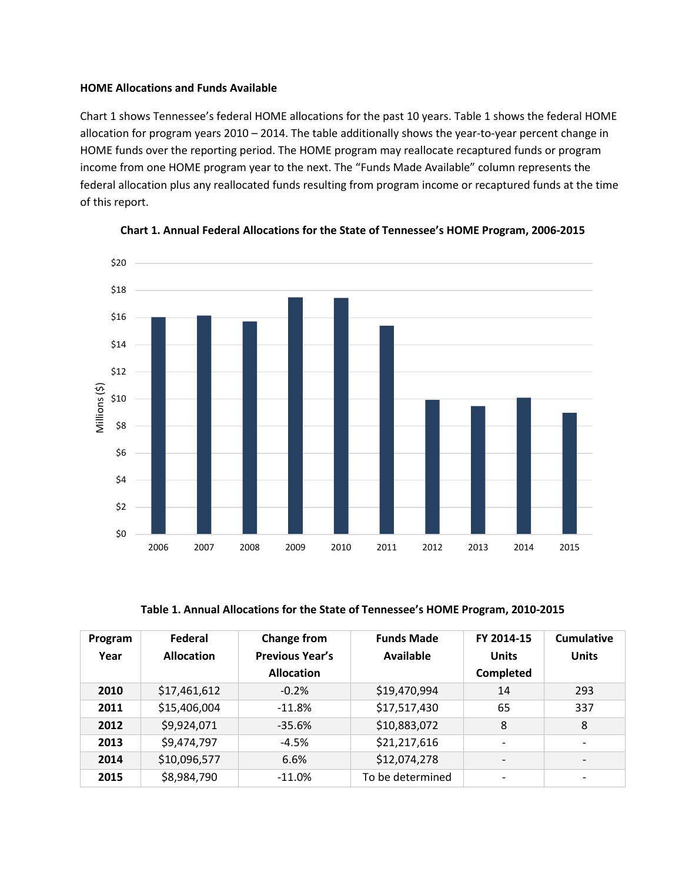**HOME Allocations and Funds Available**

Chart 1 shows Tennessee's federal HOME allocations for the past 10 years. Table 1 shows the federal HOME allocation for program years 2010 – 2014. The table additionally shows the year-to-year percent change in HOME funds over the reporting period. The HOME program may reallocate recaptured funds or program income from one HOME program year to the next. The "Funds Made Available" column represents the federal allocation plus any reallocated funds resulting from program income or recaptured funds at the time of this report.

**Chart 1. Annual Federal Allocations for the State of Tennessee's HOME Program, 2006-2015**

**Table 1. Annual Allocations for the State of Tennessee's HOME Program, 2010-2015**

| Program Year | Federal Allocation | Change from Previous Year's Allocation | Funds Made Available | FY 2014-15 Units Completed | Cumulative Units |
|---|---|---|---|---|---|
| **2010** | $17,461,612 | -0.2% | $19,470,994 | 14 | 293 |
| **2011** | $15,406,004 | -11.8% | $17,517,430 | 65 | 337 |
| **2012** | $9,924,071 | -35.6% | $10,883,072 | 8 | 8 |
| **2013** | $9,474,797 | -4.5% | $21,217,616 | - | - |
| **2014** | $10,096,577 | 6.6% | $12,074,278 | - | - |
| **2015** | $8,984,790 | -11.0% | To be determined | - | - |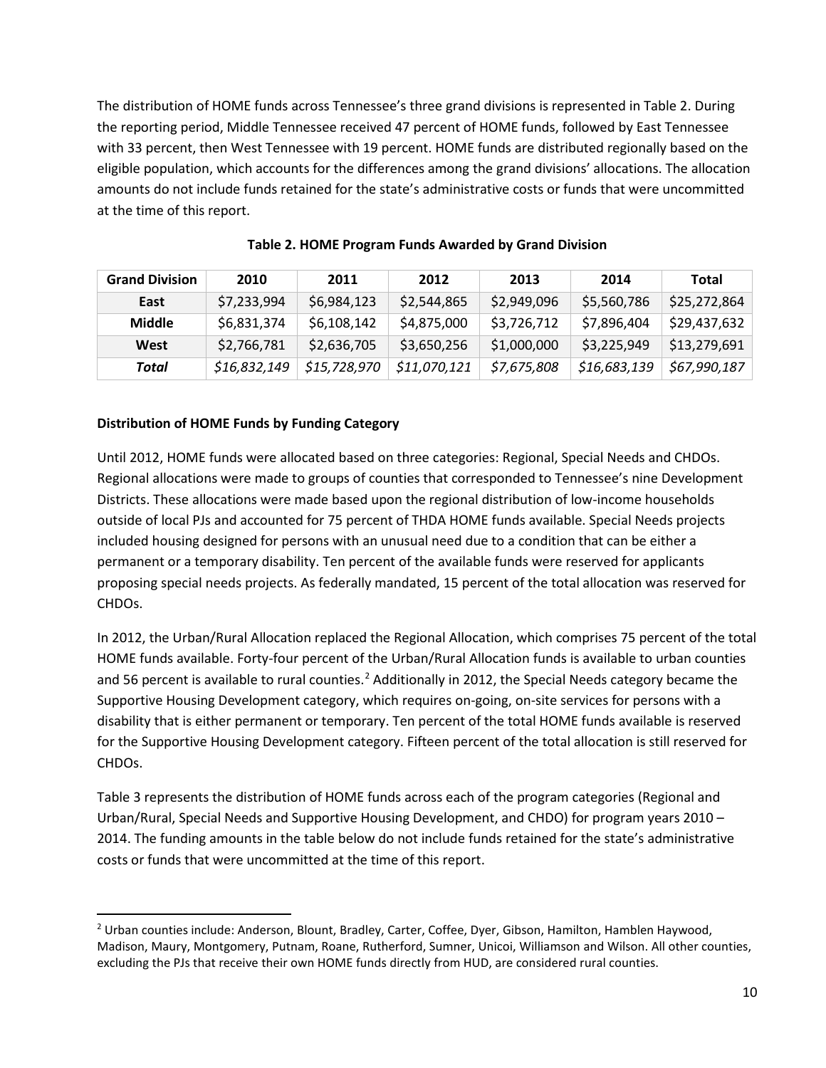The distribution of HOME funds across Tennessee's three grand divisions is represented in Table 2. During the reporting period, Middle Tennessee received 47 percent of HOME funds, followed by East Tennessee with 33 percent, then West Tennessee with 19 percent. HOME funds are distributed regionally based on the eligible population, which accounts for the differences among the grand divisions' allocations. The allocation amounts do not include funds retained for the state's administrative costs or funds that were uncommitted at the time of this report.

**Table 2. HOME Program Funds Awarded by Grand Division**

| Grand Division | 2010 | 2011 | 2012 | 2013 | 2014 | Total |
|---|---|---|---|---|---|---|
| **East** | $7,233,994 | $6,984,123 | $2,544,865 | $2,949,096 | $5,560,786 | $25,272,864 |
| **Middle** | $6,831,374 | $6,108,142 | $4,875,000 | $3,726,712 | $7,896,404 | $29,437,632 |
| **West** | $2,766,781 | $2,636,705 | $3,650,256 | $1,000,000 | $3,225,949 | $13,279,691 |
| ***Total*** | *$16,832,149* | *$15,728,970* | *$11,070,121* | *$7,675,808* | *$16,683,139* | *$67,990,187* |

**Distribution of HOME Funds by Funding Category**

Until 2012, HOME funds were allocated based on three categories: Regional, Special Needs and CHDOs. Regional allocations were made to groups of counties that corresponded to Tennessee's nine Development Districts. These allocations were made based upon the regional distribution of low-income households outside of local PJs and accounted for 75 percent of THDA HOME funds available. Special Needs projects included housing designed for persons with an unusual need due to a condition that can be either a permanent or a temporary disability. Ten percent of the available funds were reserved for applicants proposing special needs projects. As federally mandated, 15 percent of the total allocation was reserved for CHDOs.

In 2012, the Urban/Rural Allocation replaced the Regional Allocation, which comprises 75 percent of the total HOME funds available. Forty-four percent of the Urban/Rural Allocation funds is available to urban counties and 56 percent is available to rural counties.[2] Additionally in 2012, the Special Needs category became the Supportive Housing Development category, which requires on-going, on-site services for persons with a disability that is either permanent or temporary. Ten percent of the total HOME funds available is reserved for the Supportive Housing Development category. Fifteen percent of the total allocation is still reserved for CHDOs.

Table 3 represents the distribution of HOME funds across each of the program categories (Regional and Urban/Rural, Special Needs and Supportive Housing Development, and CHDO) for program years 2010 – 2014. The funding amounts in the table below do not include funds retained for the state's administrative costs or funds that were uncommitted at the time of this report.

---

[2] Urban counties include: Anderson, Blount, Bradley, Carter, Coffee, Dyer, Gibson, Hamilton, Hamblen Haywood, Madison, Maury, Montgomery, Putnam, Roane, Rutherford, Sumner, Unicoi, Williamson and Wilson. All other counties, excluding the PJs that receive their own HOME funds directly from HUD, are considered rural counties.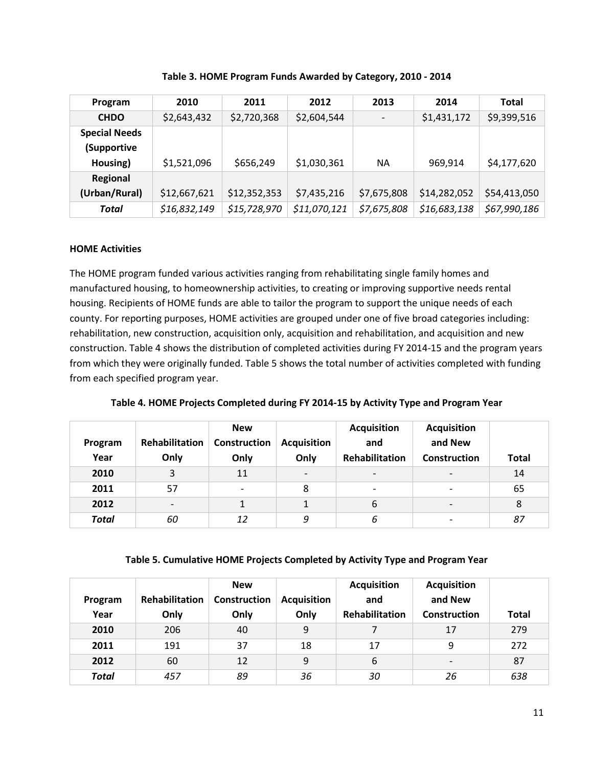**Table 3. HOME Program Funds Awarded by Category, 2010 - 2014**

| Program | 2010 | 2011 | 2012 | 2013 | 2014 | Total |
|---|---|---|---|---|---|---|
| **CHDO** | $2,643,432 | $2,720,368 | $2,604,544 | - | $1,431,172 | $9,399,516 |
| **Special Needs (Supportive Housing)** | $1,521,096 | $656,249 | $1,030,361 | NA | 969,914 | $4,177,620 |
| **Regional (Urban/Rural)** | $12,667,621 | $12,352,353 | $7,435,216 | $7,675,808 | $14,282,052 | $54,413,050 |
| ***Total*** | *$16,832,149* | *$15,728,970* | *$11,070,121* | *$7,675,808* | *$16,683,138* | *$67,990,186* |

**HOME Activities**

The HOME program funded various activities ranging from rehabilitating single family homes and manufactured housing, to homeownership activities, to creating or improving supportive needs rental housing. Recipients of HOME funds are able to tailor the program to support the unique needs of each county. For reporting purposes, HOME activities are grouped under one of five broad categories including: rehabilitation, new construction, acquisition only, acquisition and rehabilitation, and acquisition and new construction. Table 4 shows the distribution of completed activities during FY 2014-15 and the program years from which they were originally funded. Table 5 shows the total number of activities completed with funding from each specified program year.

**Table 4. HOME Projects Completed during FY 2014-15 by Activity Type and Program Year**

| Program Year | Rehabilitation Only | New Construction Only | Acquisition Only | Acquisition and Rehabilitation | Acquisition and New Construction | Total |
|---|---|---|---|---|---|---|
| **2010** | 3 | 11 | - | - | - | 14 |
| **2011** | 57 | - | 8 | - | - | 65 |
| **2012** | - | 1 | 1 | 6 | - | 8 |
| ***Total*** | *60* | *12* | *9* | *6* | - | *87* |

**Table 5. Cumulative HOME Projects Completed by Activity Type and Program Year**

| Program Year | Rehabilitation Only | New Construction Only | Acquisition Only | Acquisition and Rehabilitation | Acquisition and New Construction | Total |
|---|---|---|---|---|---|---|
| **2010** | 206 | 40 | 9 | 7 | 17 | 279 |
| **2011** | 191 | 37 | 18 | 17 | 9 | 272 |
| **2012** | 60 | 12 | 9 | 6 | - | 87 |
| ***Total*** | *457* | *89* | *36* | *30* | *26* | *638* |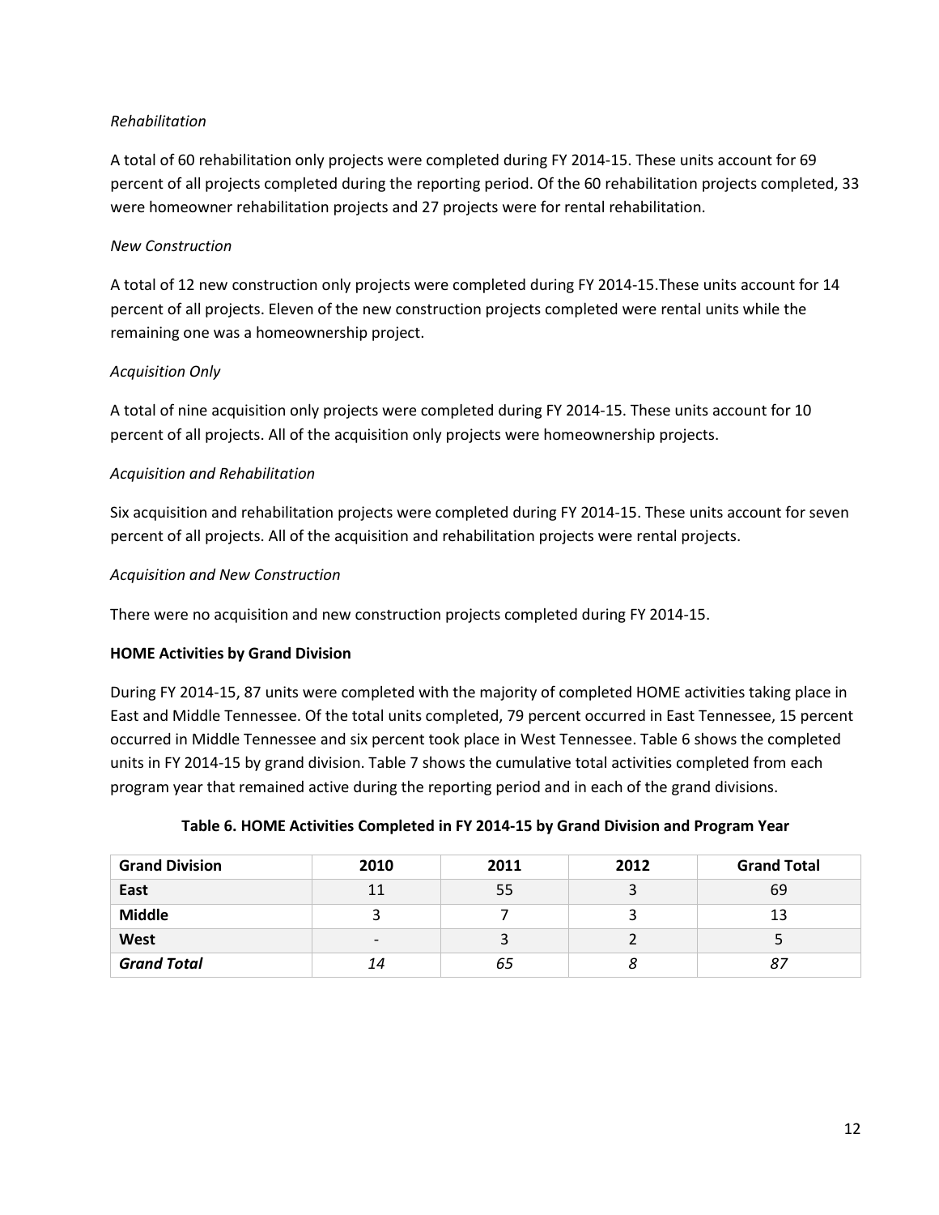*Rehabilitation*

A total of 60 rehabilitation only projects were completed during FY 2014-15. These units account for 69 percent of all projects completed during the reporting period. Of the 60 rehabilitation projects completed, 33 were homeowner rehabilitation projects and 27 projects were for rental rehabilitation.

*New Construction*

A total of 12 new construction only projects were completed during FY 2014-15.These units account for 14 percent of all projects. Eleven of the new construction projects completed were rental units while the remaining one was a homeownership project.

*Acquisition Only*

A total of nine acquisition only projects were completed during FY 2014-15. These units account for 10 percent of all projects. All of the acquisition only projects were homeownership projects.

*Acquisition and Rehabilitation*

Six acquisition and rehabilitation projects were completed during FY 2014-15. These units account for seven percent of all projects. All of the acquisition and rehabilitation projects were rental projects.

*Acquisition and New Construction*

There were no acquisition and new construction projects completed during FY 2014-15.

**HOME Activities by Grand Division**

During FY 2014-15, 87 units were completed with the majority of completed HOME activities taking place in East and Middle Tennessee. Of the total units completed, 79 percent occurred in East Tennessee, 15 percent occurred in Middle Tennessee and six percent took place in West Tennessee. Table 6 shows the completed units in FY 2014-15 by grand division. Table 7 shows the cumulative total activities completed from each program year that remained active during the reporting period and in each of the grand divisions.

**Table 6. HOME Activities Completed in FY 2014-15 by Grand Division and Program Year**

| Grand Division | 2010 | 2011 | 2012 | Grand Total |
|---|---|---|---|---|
| **East** | 11 | 55 | 3 | 69 |
| **Middle** | 3 | 7 | 3 | 13 |
| **West** | - | 3 | 2 | 5 |
| ***Grand Total*** | *14* | *65* | *8* | *87* |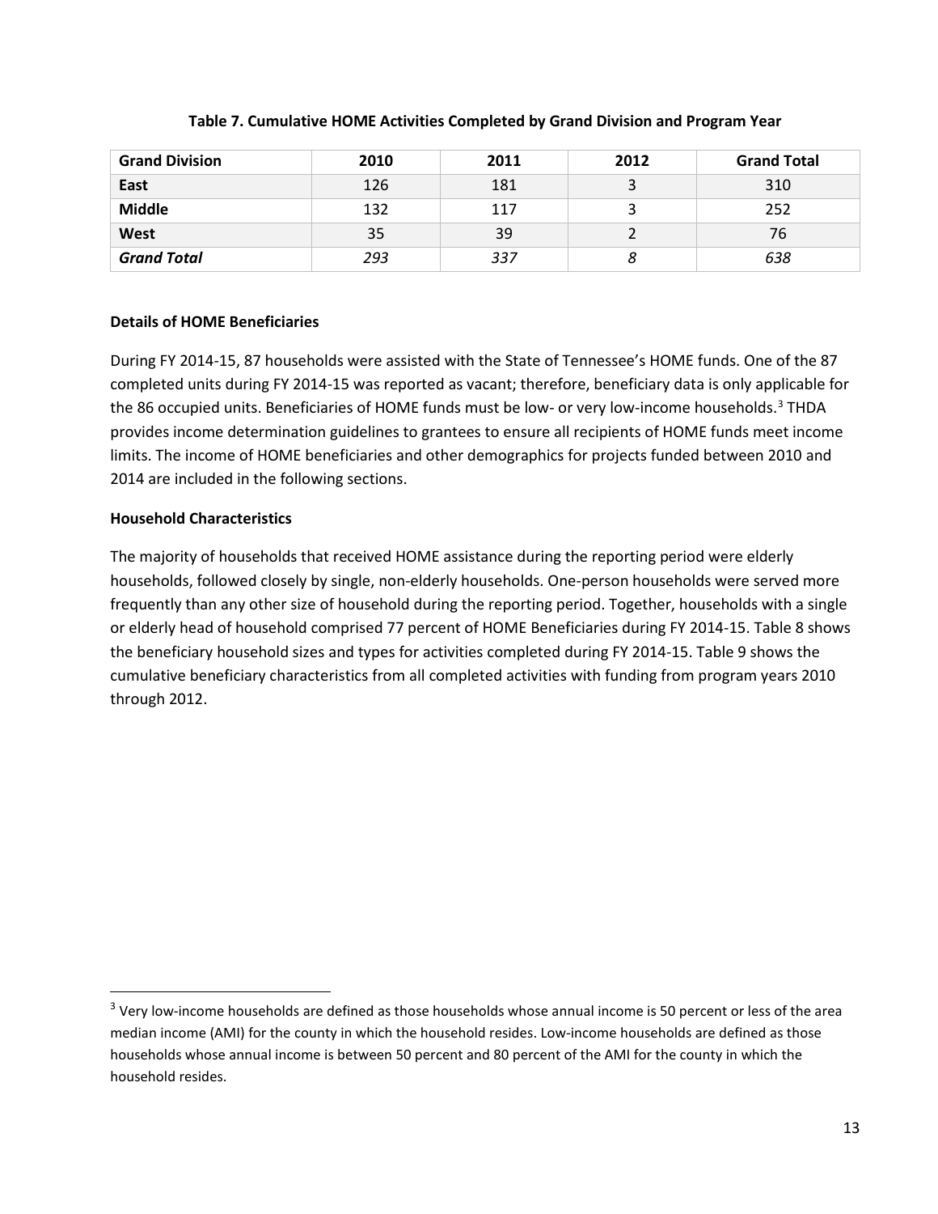**Table 7. Cumulative HOME Activities Completed by Grand Division and Program Year**

| Grand Division | 2010 | 2011 | 2012 | Grand Total |
|---|---|---|---|---|
| **East** | 126 | 181 | 3 | 310 |
| **Middle** | 132 | 117 | 3 | 252 |
| **West** | 35 | 39 | 2 | 76 |
| ***Grand Total*** | *293* | *337* | *8* | *638* |

**Details of HOME Beneficiaries**

During FY 2014-15, 87 households were assisted with the State of Tennessee's HOME funds. One of the 87 completed units during FY 2014-15 was reported as vacant; therefore, beneficiary data is only applicable for the 86 occupied units. Beneficiaries of HOME funds must be low- or very low-income households.[3] THDA provides income determination guidelines to grantees to ensure all recipients of HOME funds meet income limits. The income of HOME beneficiaries and other demographics for projects funded between 2010 and 2014 are included in the following sections.

**Household Characteristics**

The majority of households that received HOME assistance during the reporting period were elderly households, followed closely by single, non-elderly households. One-person households were served more frequently than any other size of household during the reporting period. Together, households with a single or elderly head of household comprised 77 percent of HOME Beneficiaries during FY 2014-15. Table 8 shows the beneficiary household sizes and types for activities completed during FY 2014-15. Table 9 shows the cumulative beneficiary characteristics from all completed activities with funding from program years 2010 through 2012.

[3] Very low-income households are defined as those households whose annual income is 50 percent or less of the area median income (AMI) for the county in which the household resides. Low-income households are defined as those households whose annual income is between 50 percent and 80 percent of the AMI for the county in which the household resides.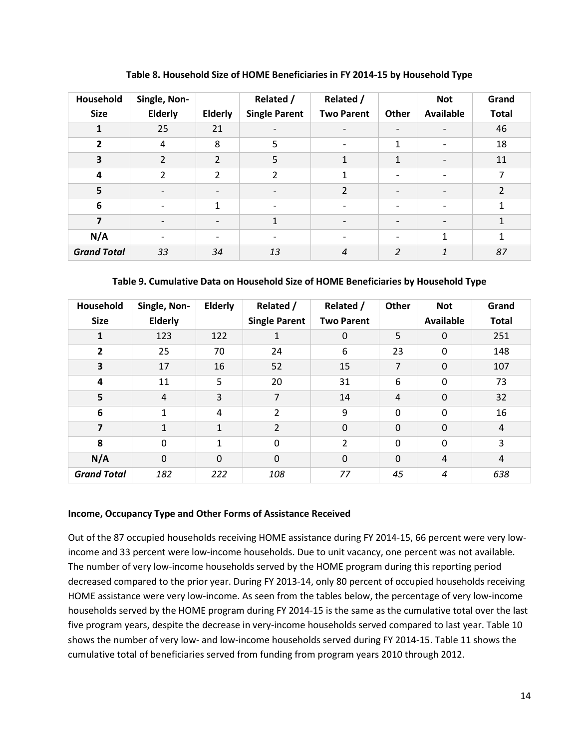**Table 8. Household Size of HOME Beneficiaries in FY 2014-15 by Household Type**

| Household Size | Single, Non-Elderly | Elderly | Related / Single Parent | Related / Two Parent | Other | Not Available | Grand Total |
|---|---|---|---|---|---|---|---|
| **1** | 25 | 21 | - | - | - | - | 46 |
| **2** | 4 | 8 | 5 | - | 1 | - | 18 |
| **3** | 2 | 2 | 5 | 1 | 1 | - | 11 |
| **4** | 2 | 2 | 2 | 1 | - | - | 7 |
| **5** | - | - | - | 2 | - | - | 2 |
| **6** | - | 1 | - | - | - | - | 1 |
| **7** | - | - | 1 | - | - | - | 1 |
| **N/A** | - | - | - | - | - | 1 | 1 |
| ***Grand Total*** | *33* | *34* | *13* | *4* | *2* | *1* | *87* |

**Table 9. Cumulative Data on Household Size of HOME Beneficiaries by Household Type**

| Household Size | Single, Non-Elderly | Elderly | Related / Single Parent | Related / Two Parent | Other | Not Available | Grand Total |
|---|---|---|---|---|---|---|---|
| **1** | 123 | 122 | 1 | 0 | 5 | 0 | 251 |
| **2** | 25 | 70 | 24 | 6 | 23 | 0 | 148 |
| **3** | 17 | 16 | 52 | 15 | 7 | 0 | 107 |
| **4** | 11 | 5 | 20 | 31 | 6 | 0 | 73 |
| **5** | 4 | 3 | 7 | 14 | 4 | 0 | 32 |
| **6** | 1 | 4 | 2 | 9 | 0 | 0 | 16 |
| **7** | 1 | 1 | 2 | 0 | 0 | 0 | 4 |
| **8** | 0 | 1 | 0 | 2 | 0 | 0 | 3 |
| **N/A** | 0 | 0 | 0 | 0 | 0 | 4 | 4 |
| ***Grand Total*** | *182* | *222* | *108* | *77* | *45* | *4* | *638* |

**Income, Occupancy Type and Other Forms of Assistance Received**

Out of the 87 occupied households receiving HOME assistance during FY 2014-15, 66 percent were very low-income and 33 percent were low-income households. Due to unit vacancy, one percent was not available. The number of very low-income households served by the HOME program during this reporting period decreased compared to the prior year. During FY 2013-14, only 80 percent of occupied households receiving HOME assistance were very low-income. As seen from the tables below, the percentage of very low-income households served by the HOME program during FY 2014-15 is the same as the cumulative total over the last five program years, despite the decrease in very-income households served compared to last year. Table 10 shows the number of very low- and low-income households served during FY 2014-15. Table 11 shows the cumulative total of beneficiaries served from funding from program years 2010 through 2012.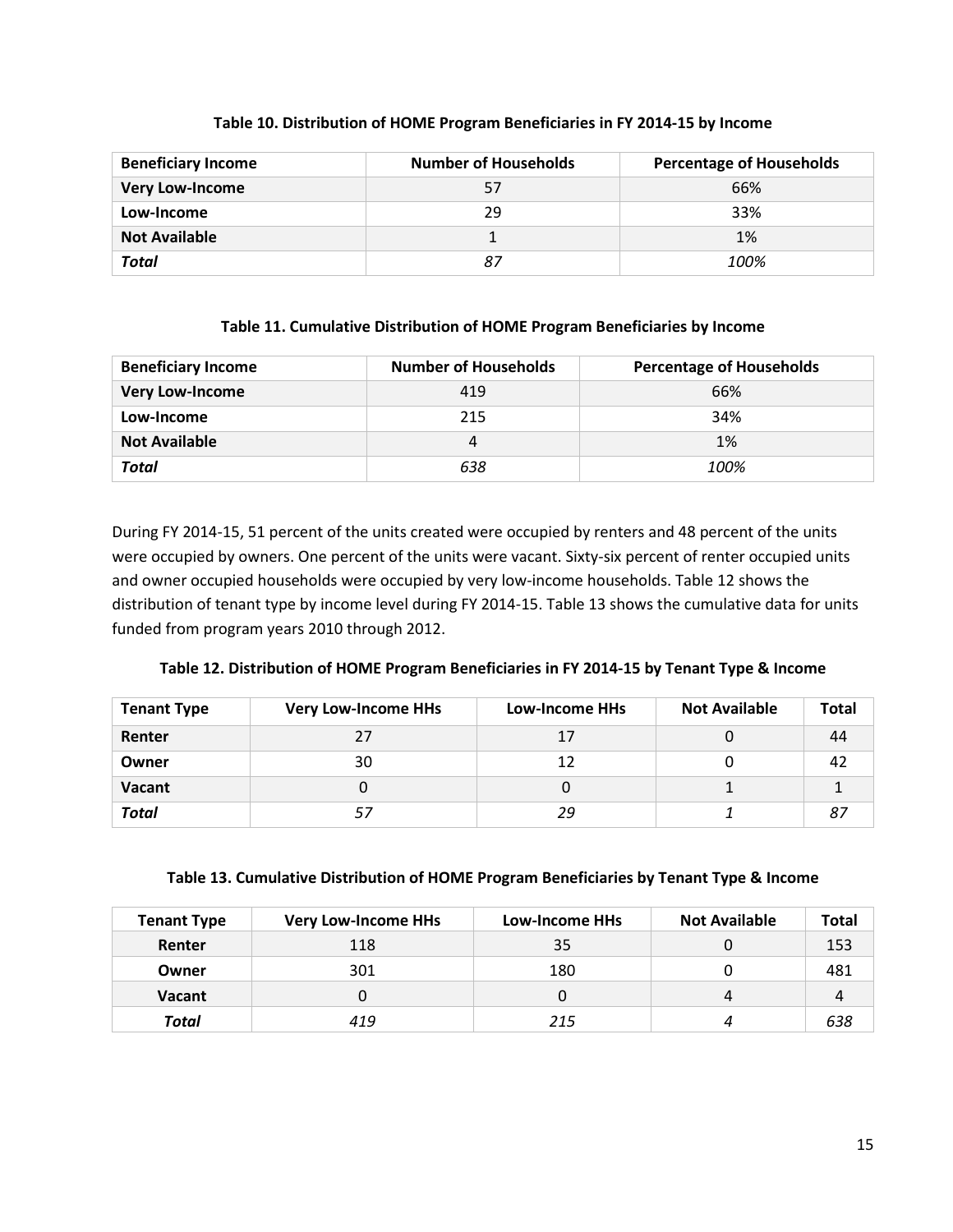**Table 10. Distribution of HOME Program Beneficiaries in FY 2014-15 by Income**

| Beneficiary Income | Number of Households | Percentage of Households |
|---|---|---|
| **Very Low-Income** | 57 | 66% |
| **Low-Income** | 29 | 33% |
| **Not Available** | 1 | 1% |
| ***Total*** | *87* | *100%* |

**Table 11. Cumulative Distribution of HOME Program Beneficiaries by Income**

| Beneficiary Income | Number of Households | Percentage of Households |
|---|---|---|
| **Very Low-Income** | 419 | 66% |
| **Low-Income** | 215 | 34% |
| **Not Available** | 4 | 1% |
| ***Total*** | *638* | *100%* |

During FY 2014-15, 51 percent of the units created were occupied by renters and 48 percent of the units were occupied by owners. One percent of the units were vacant. Sixty-six percent of renter occupied units and owner occupied households were occupied by very low-income households. Table 12 shows the distribution of tenant type by income level during FY 2014-15. Table 13 shows the cumulative data for units funded from program years 2010 through 2012.

**Table 12. Distribution of HOME Program Beneficiaries in FY 2014-15 by Tenant Type & Income**

| Tenant Type | Very Low-Income HHs | Low-Income HHs | Not Available | Total |
|---|---|---|---|---|
| **Renter** | 27 | 17 | 0 | 44 |
| **Owner** | 30 | 12 | 0 | 42 |
| **Vacant** | 0 | 0 | 1 | 1 |
| ***Total*** | *57* | *29* | *1* | *87* |

**Table 13. Cumulative Distribution of HOME Program Beneficiaries by Tenant Type & Income**

| Tenant Type | Very Low-Income HHs | Low-Income HHs | Not Available | Total |
|---|---|---|---|---|
| **Renter** | 118 | 35 | 0 | 153 |
| **Owner** | 301 | 180 | 0 | 481 |
| **Vacant** | 0 | 0 | 4 | 4 |
| ***Total*** | *419* | *215* | *4* | *638* |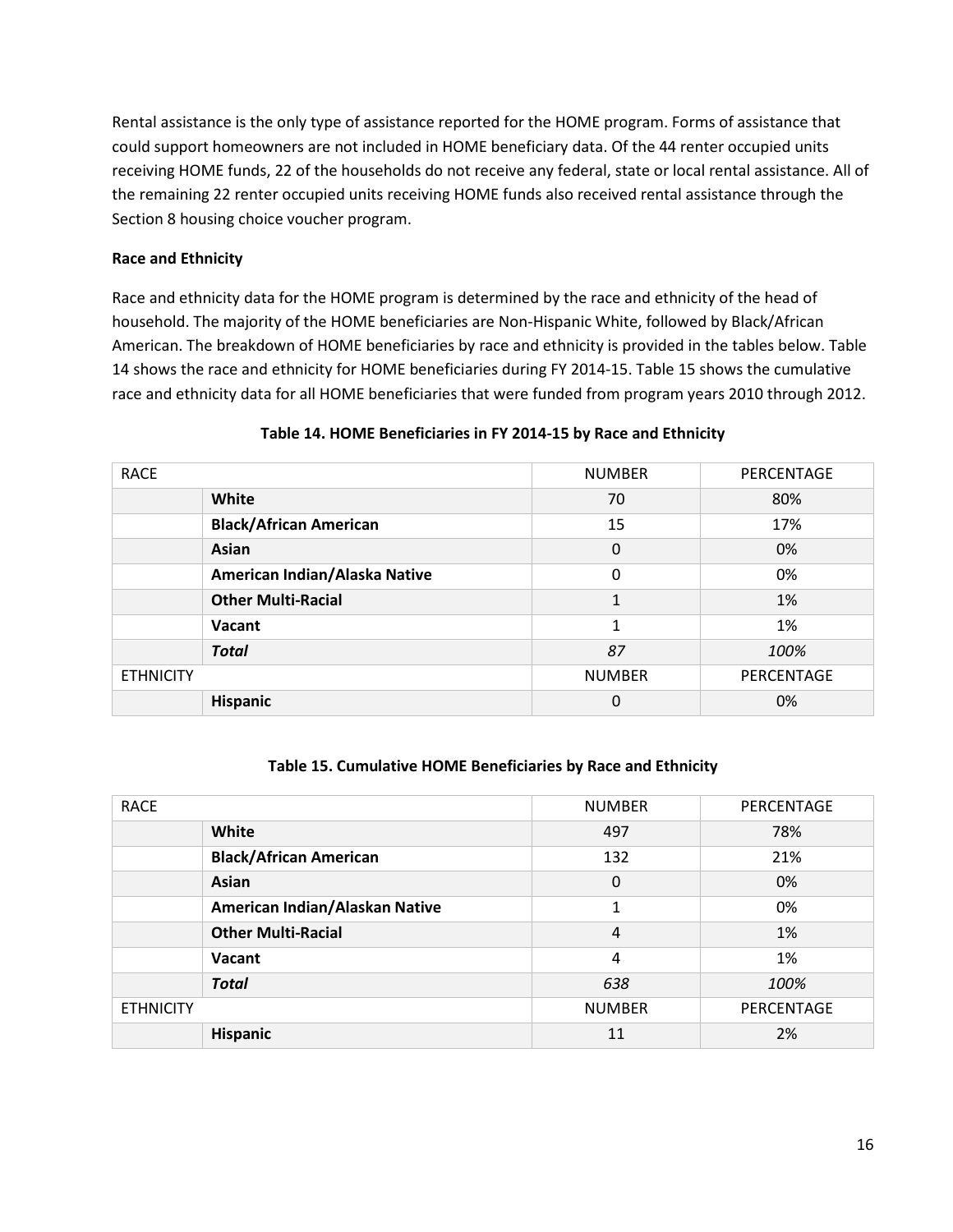Rental assistance is the only type of assistance reported for the HOME program. Forms of assistance that could support homeowners are not included in HOME beneficiary data. Of the 44 renter occupied units receiving HOME funds, 22 of the households do not receive any federal, state or local rental assistance. All of the remaining 22 renter occupied units receiving HOME funds also received rental assistance through the Section 8 housing choice voucher program.

**Race and Ethnicity**

Race and ethnicity data for the HOME program is determined by the race and ethnicity of the head of household. The majority of the HOME beneficiaries are Non-Hispanic White, followed by Black/African American. The breakdown of HOME beneficiaries by race and ethnicity is provided in the tables below. Table 14 shows the race and ethnicity for HOME beneficiaries during FY 2014-15. Table 15 shows the cumulative race and ethnicity data for all HOME beneficiaries that were funded from program years 2010 through 2012.

**Table 14. HOME Beneficiaries in FY 2014-15 by Race and Ethnicity**

| RACE | | NUMBER | PERCENTAGE |
|---|---|---|---|
| | **White** | 70 | 80% |
| | **Black/African American** | 15 | 17% |
| | **Asian** | 0 | 0% |
| | **American Indian/Alaska Native** | 0 | 0% |
| | **Other Multi-Racial** | 1 | 1% |
| | **Vacant** | 1 | 1% |
| | ***Total*** | *87* | *100%* |
| ETHNICITY | | NUMBER | PERCENTAGE |
| | **Hispanic** | 0 | 0% |

**Table 15. Cumulative HOME Beneficiaries by Race and Ethnicity**

| RACE | | NUMBER | PERCENTAGE |
|---|---|---|---|
| | **White** | 497 | 78% |
| | **Black/African American** | 132 | 21% |
| | **Asian** | 0 | 0% |
| | **American Indian/Alaskan Native** | 1 | 0% |
| | **Other Multi-Racial** | 4 | 1% |
| | **Vacant** | 4 | 1% |
| | ***Total*** | *638* | *100%* |
| ETHNICITY | | NUMBER | PERCENTAGE |
| | **Hispanic** | 11 | 2% |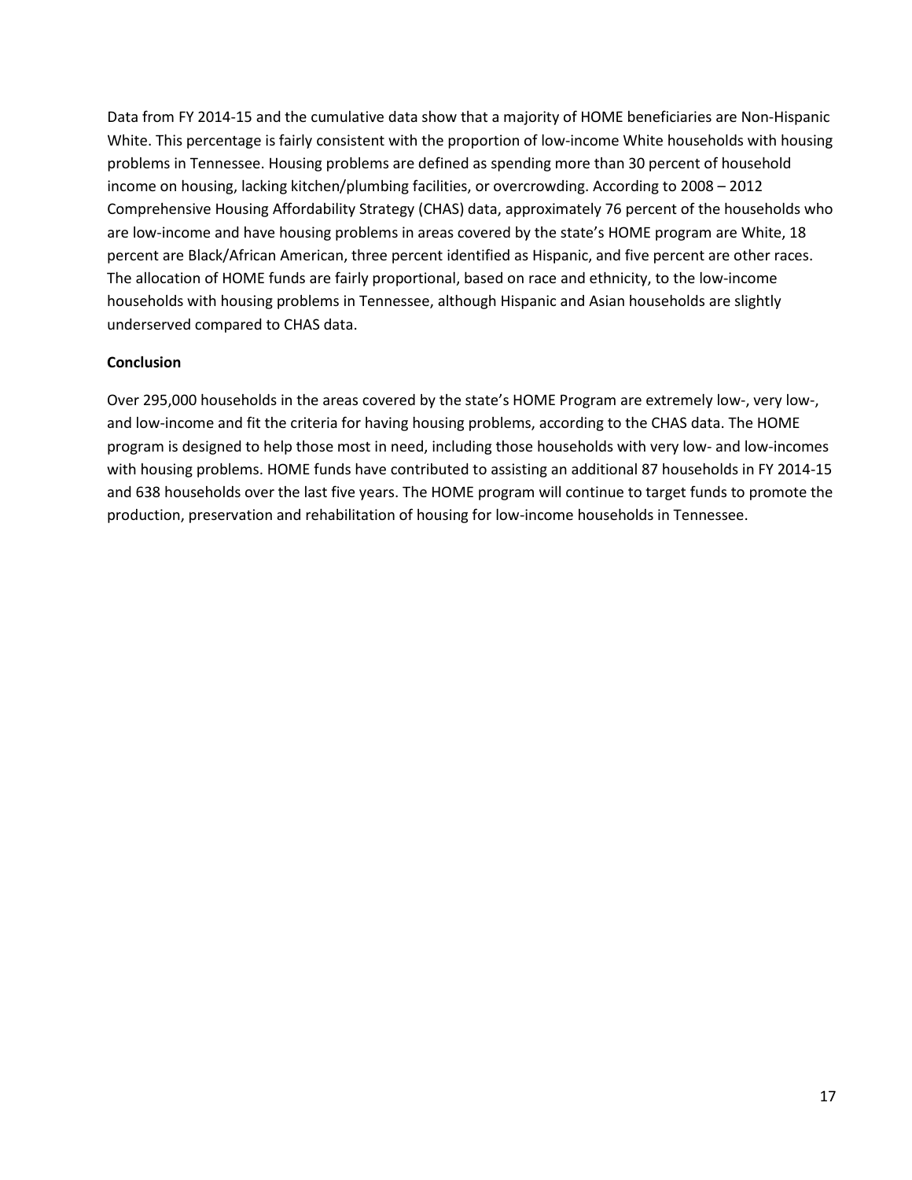Data from FY 2014-15 and the cumulative data show that a majority of HOME beneficiaries are Non-Hispanic White. This percentage is fairly consistent with the proportion of low-income White households with housing problems in Tennessee. Housing problems are defined as spending more than 30 percent of household income on housing, lacking kitchen/plumbing facilities, or overcrowding. According to 2008 – 2012 Comprehensive Housing Affordability Strategy (CHAS) data, approximately 76 percent of the households who are low-income and have housing problems in areas covered by the state's HOME program are White, 18 percent are Black/African American, three percent identified as Hispanic, and five percent are other races. The allocation of HOME funds are fairly proportional, based on race and ethnicity, to the low-income households with housing problems in Tennessee, although Hispanic and Asian households are slightly underserved compared to CHAS data.

**Conclusion**

Over 295,000 households in the areas covered by the state's HOME Program are extremely low-, very low-, and low-income and fit the criteria for having housing problems, according to the CHAS data. The HOME program is designed to help those most in need, including those households with very low- and low-incomes with housing problems. HOME funds have contributed to assisting an additional 87 households in FY 2014-15 and 638 households over the last five years. The HOME program will continue to target funds to promote the production, preservation and rehabilitation of housing for low-income households in Tennessee.